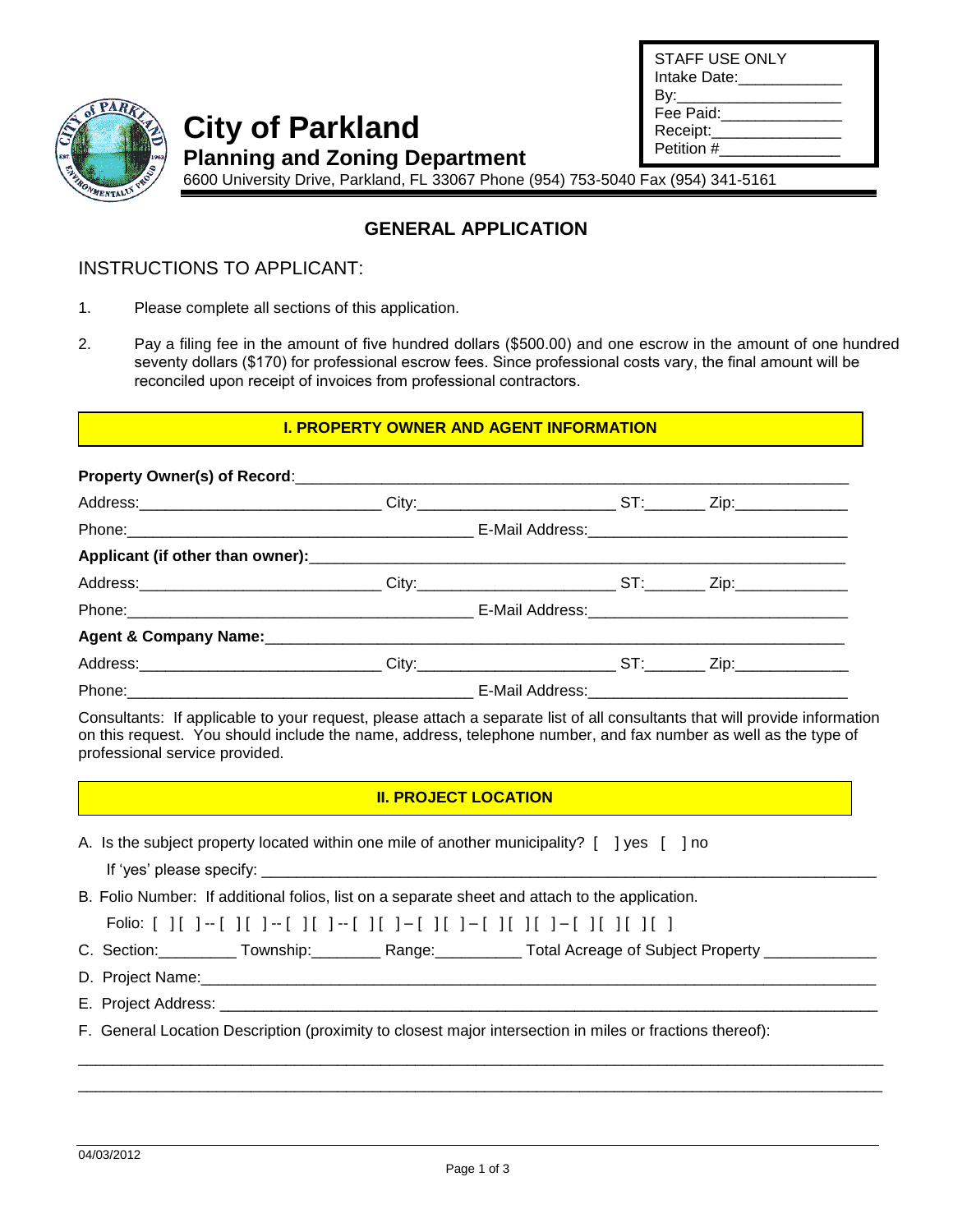STAFF USE ONLY
Intake Date:____________
By:___________________
Fee Paid:______________
Receipt:_______________
Petition #_____________

# City of Parkland

## Planning and Zoning Department

6600 University Drive, Parkland, FL 33067 Phone (954) 753-5040 Fax (954) 341-5161

## GENERAL APPLICATION

### INSTRUCTIONS TO APPLICANT:

1. Please complete all sections of this application.
2. Pay a filing fee in the amount of five hundred dollars ($500.00) and one escrow in the amount of one hundred seventy dollars ($170) for professional escrow fees. Since professional costs vary, the final amount will be reconciled upon receipt of invoices from professional contractors.

### I. PROPERTY OWNER AND AGENT INFORMATION

**Property Owner(s) of Record**:_______________________________________________________________

Address:_____________________________ City:______________________ ST:_______ Zip:_____________

Phone:_________________________________________ E-Mail Address:_____________________________

**Applicant (if other than owner):**_______________________________________________________

Address:_____________________________ City:______________________ ST:_______ Zip:_____________

Phone:_________________________________________ E-Mail Address:_____________________________

**Agent & Company Name:**________________________________________________________________

Address:_____________________________ City:______________________ ST:_______ Zip:_____________

Phone:_________________________________________ E-Mail Address:_____________________________

Consultants: If applicable to your request, please attach a separate list of all consultants that will provide information on this request. You should include the name, address, telephone number, and fax number as well as the type of professional service provided.

### II. PROJECT LOCATION

A. Is the subject property located within one mile of another municipality? [ ] yes [ ] no

If 'yes' please specify: ___________________________________________________________________________

B. Folio Number: If additional folios, list on a separate sheet and attach to the application.

Folio: [ ][ ] -- [ ][ ] -- [ ][ ] -- [ ][ ] – [ ][ ] – [ ][ ][ ] – [ ][ ][ ][ ]

C. Section:_________ Township:________ Range:__________ Total Acreage of Subject Property _____________

D. Project Name:___________________________________________________________________________

E. Project Address: _________________________________________________________________________

F. General Location Description (proximity to closest major intersection in miles or fractions thereof):

_____________________________________________________________________________________________

_____________________________________________________________________________________________

04/03/2012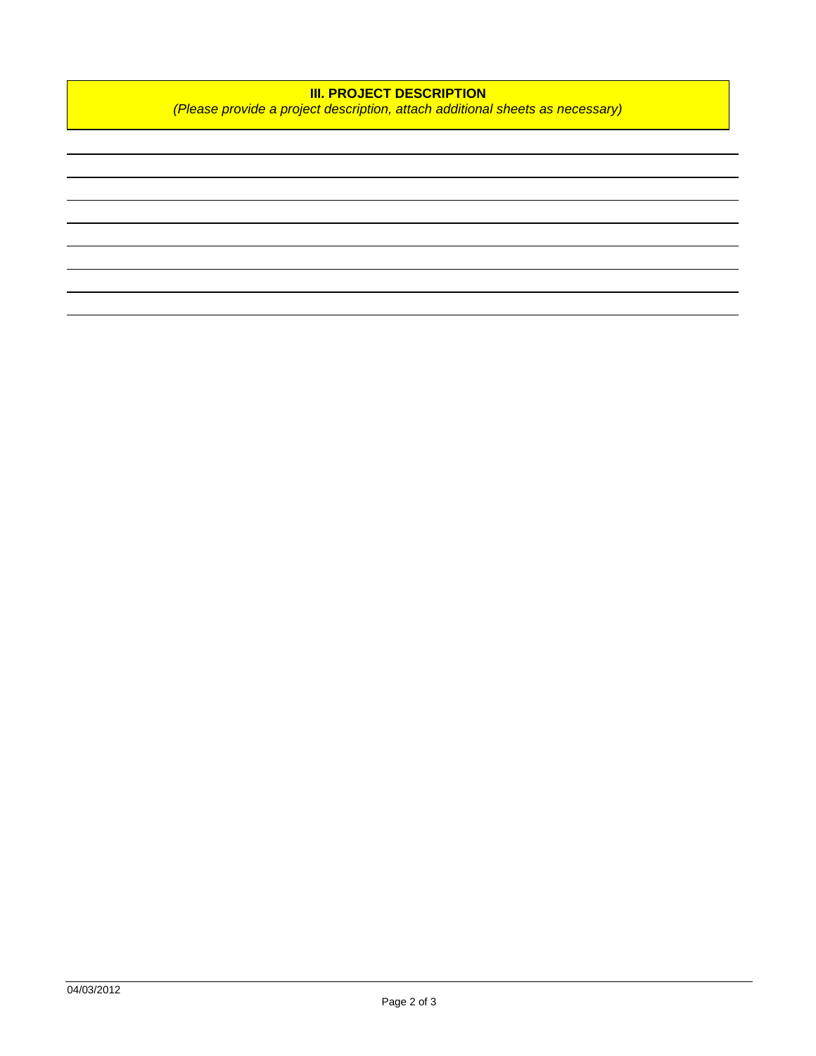## III. PROJECT DESCRIPTION

*(Please provide a project description, attach additional sheets as necessary)*

04/03/2012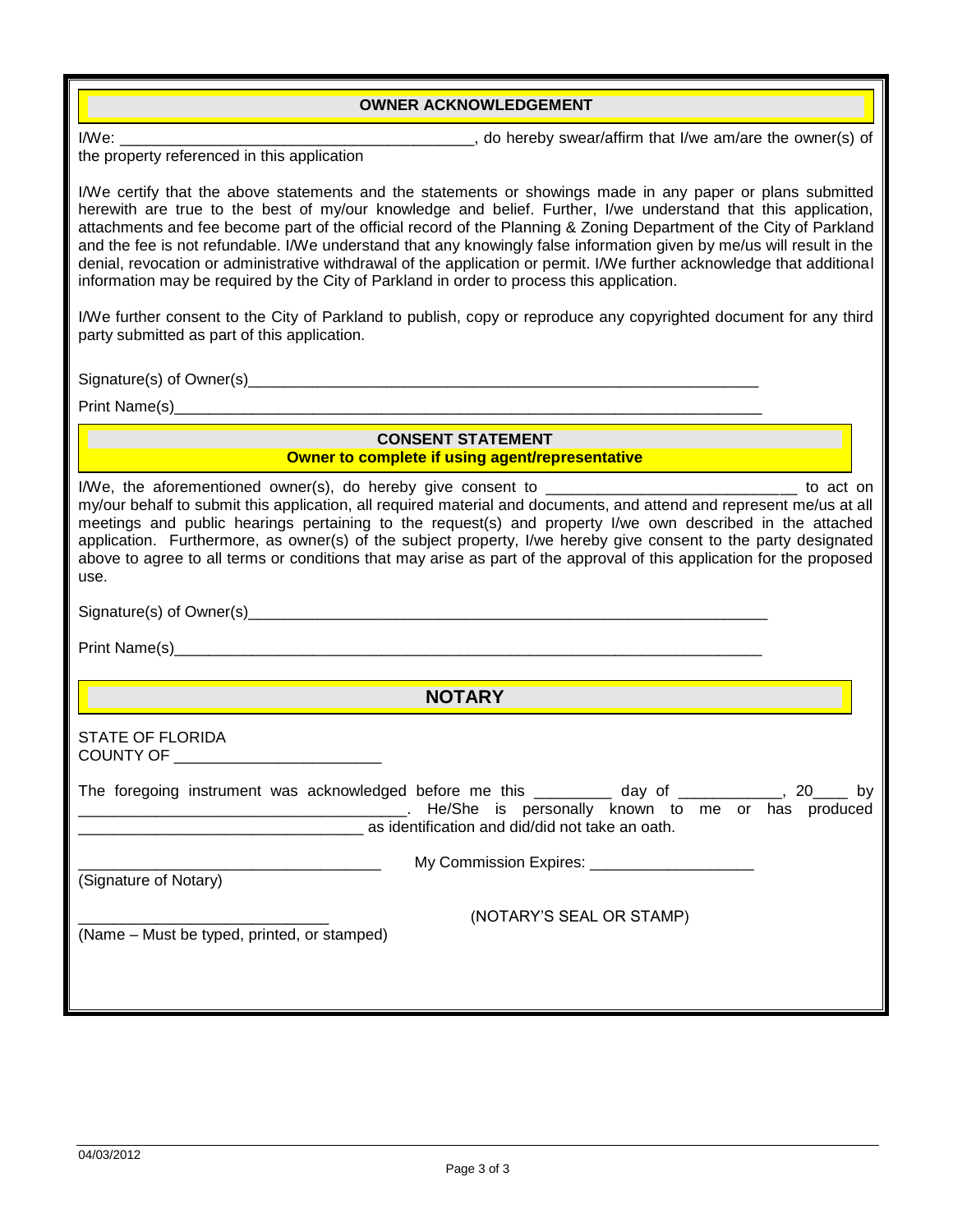## OWNER ACKNOWLEDGEMENT

I/We: ___________________________________________, do hereby swear/affirm that I/we am/are the owner(s) of the property referenced in this application

I/We certify that the above statements and the statements or showings made in any paper or plans submitted herewith are true to the best of my/our knowledge and belief. Further, I/we understand that this application, attachments and fee become part of the official record of the Planning & Zoning Department of the City of Parkland and the fee is not refundable. I/We understand that any knowingly false information given by me/us will result in the denial, revocation or administrative withdrawal of the application or permit. I/We further acknowledge that additional information may be required by the City of Parkland in order to process this application.

I/We further consent to the City of Parkland to publish, copy or reproduce any copyrighted document for any third party submitted as part of this application.

Signature(s) of Owner(s)_______________________________________________________________

Print Name(s)__________________________________________________________________________

## CONSENT STATEMENT

**Owner to complete if using agent/representative**

I/We, the aforementioned owner(s), do hereby give consent to _____________________________ to act on my/our behalf to submit this application, all required material and documents, and attend and represent me/us at all meetings and public hearings pertaining to the request(s) and property I/we own described in the attached application. Furthermore, as owner(s) of the subject property, I/we hereby give consent to the party designated above to agree to all terms or conditions that may arise as part of the approval of this application for the proposed use.

Signature(s) of Owner(s)_________________________________________________________________

Print Name(s)__________________________________________________________________________

## NOTARY

STATE OF FLORIDA
COUNTY OF ________________________

The foregoing instrument was acknowledged before me this _________ day of ____________, 20____ by ______________________________________. He/She is personally known to me or has produced _________________________________ as identification and did/did not take an oath.

____________________________________ My Commission Expires: ___________________
(Signature of Notary)

_____________________________ (NOTARY'S SEAL OR STAMP)
(Name – Must be typed, printed, or stamped)

04/03/2012